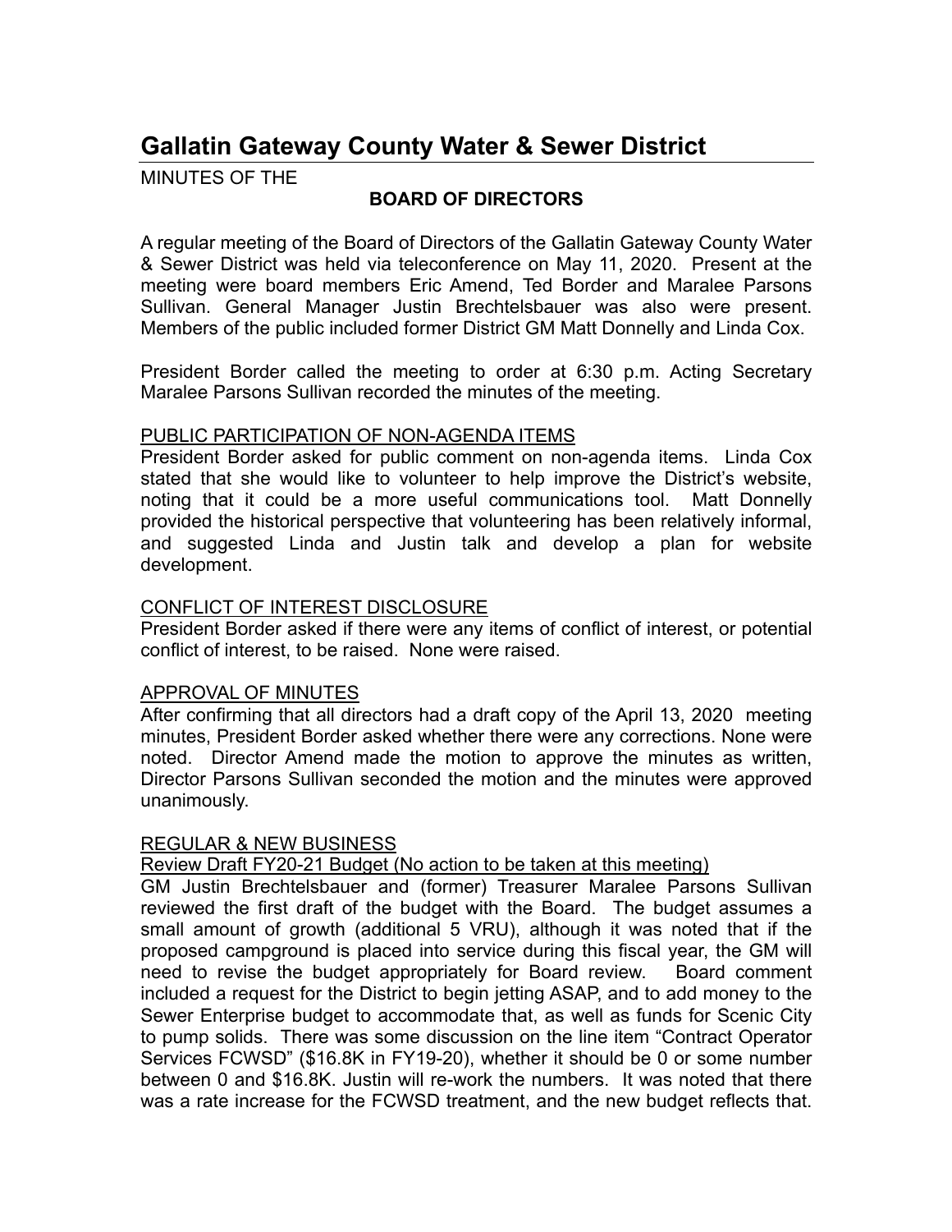# Gallatin Gateway County Water & Sewer District

MINUTES OF THE

**BOARD OF DIRECTORS**

A regular meeting of the Board of Directors of the Gallatin Gateway County Water & Sewer District was held via teleconference on May 11, 2020. Present at the meeting were board members Eric Amend, Ted Border and Maralee Parsons Sullivan. General Manager Justin Brechtelsbauer was also were present. Members of the public included former District GM Matt Donnelly and Linda Cox.

President Border called the meeting to order at 6:30 p.m. Acting Secretary Maralee Parsons Sullivan recorded the minutes of the meeting.

PUBLIC PARTICIPATION OF NON-AGENDA ITEMS

President Border asked for public comment on non-agenda items. Linda Cox stated that she would like to volunteer to help improve the District's website, noting that it could be a more useful communications tool. Matt Donnelly provided the historical perspective that volunteering has been relatively informal, and suggested Linda and Justin talk and develop a plan for website development.

CONFLICT OF INTEREST DISCLOSURE

President Border asked if there were any items of conflict of interest, or potential conflict of interest, to be raised. None were raised.

APPROVAL OF MINUTES

After confirming that all directors had a draft copy of the April 13, 2020 meeting minutes, President Border asked whether there were any corrections. None were noted. Director Amend made the motion to approve the minutes as written, Director Parsons Sullivan seconded the motion and the minutes were approved unanimously.

REGULAR & NEW BUSINESS

Review Draft FY20-21 Budget (No action to be taken at this meeting)

GM Justin Brechtelsbauer and (former) Treasurer Maralee Parsons Sullivan reviewed the first draft of the budget with the Board. The budget assumes a small amount of growth (additional 5 VRU), although it was noted that if the proposed campground is placed into service during this fiscal year, the GM will need to revise the budget appropriately for Board review. Board comment included a request for the District to begin jetting ASAP, and to add money to the Sewer Enterprise budget to accommodate that, as well as funds for Scenic City to pump solids. There was some discussion on the line item "Contract Operator Services FCWSD" ($16.8K in FY19-20), whether it should be 0 or some number between 0 and $16.8K. Justin will re-work the numbers. It was noted that there was a rate increase for the FCWSD treatment, and the new budget reflects that.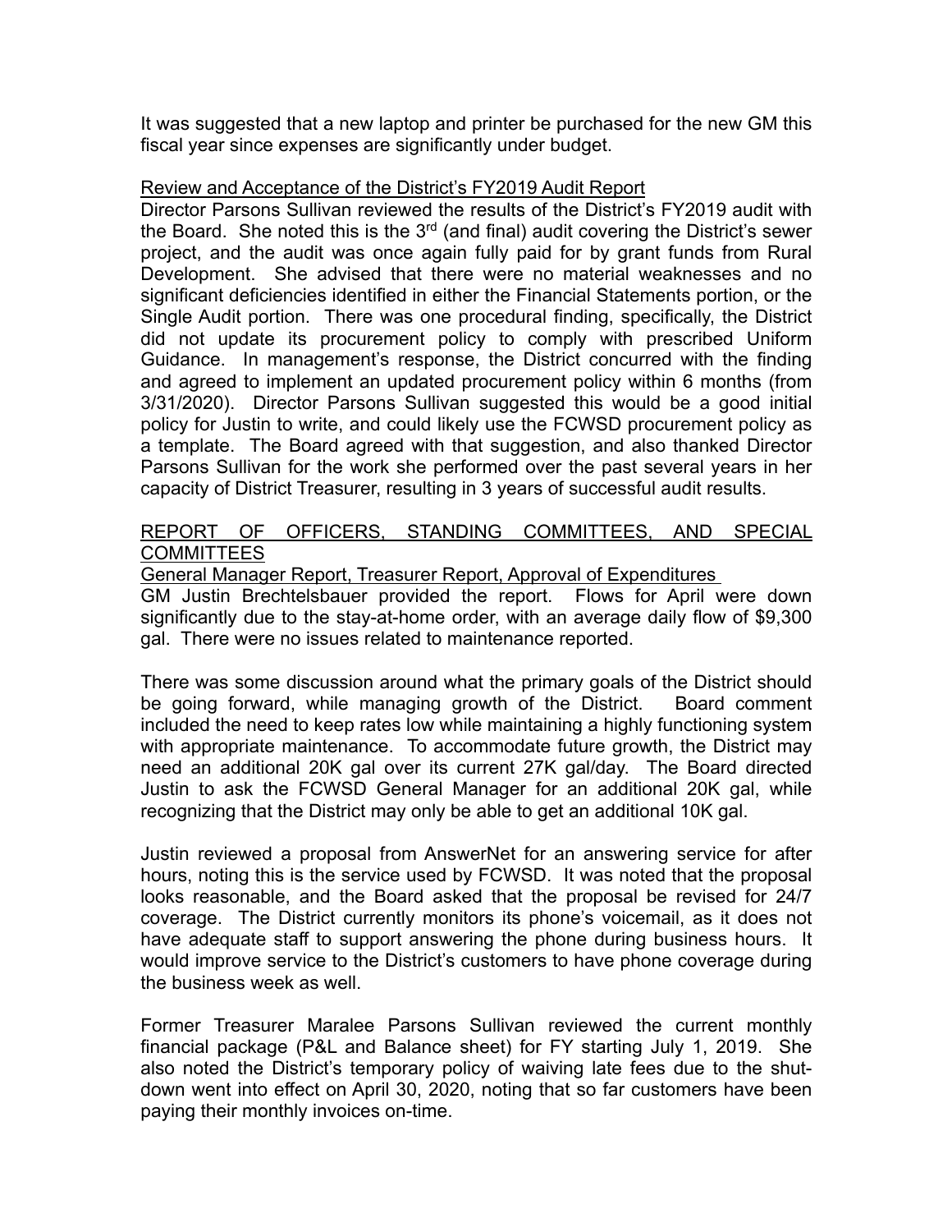It was suggested that a new laptop and printer be purchased for the new GM this fiscal year since expenses are significantly under budget.

Review and Acceptance of the District's FY2019 Audit Report

Director Parsons Sullivan reviewed the results of the District's FY2019 audit with the Board. She noted this is the 3rd (and final) audit covering the District's sewer project, and the audit was once again fully paid for by grant funds from Rural Development. She advised that there were no material weaknesses and no significant deficiencies identified in either the Financial Statements portion, or the Single Audit portion. There was one procedural finding, specifically, the District did not update its procurement policy to comply with prescribed Uniform Guidance. In management's response, the District concurred with the finding and agreed to implement an updated procurement policy within 6 months (from 3/31/2020). Director Parsons Sullivan suggested this would be a good initial policy for Justin to write, and could likely use the FCWSD procurement policy as a template. The Board agreed with that suggestion, and also thanked Director Parsons Sullivan for the work she performed over the past several years in her capacity of District Treasurer, resulting in 3 years of successful audit results.

REPORT OF OFFICERS, STANDING COMMITTEES, AND SPECIAL COMMITTEES

General Manager Report, Treasurer Report, Approval of Expenditures

GM Justin Brechtelsbauer provided the report. Flows for April were down significantly due to the stay-at-home order, with an average daily flow of $9,300 gal. There were no issues related to maintenance reported.

There was some discussion around what the primary goals of the District should be going forward, while managing growth of the District. Board comment included the need to keep rates low while maintaining a highly functioning system with appropriate maintenance. To accommodate future growth, the District may need an additional 20K gal over its current 27K gal/day. The Board directed Justin to ask the FCWSD General Manager for an additional 20K gal, while recognizing that the District may only be able to get an additional 10K gal.

Justin reviewed a proposal from AnswerNet for an answering service for after hours, noting this is the service used by FCWSD. It was noted that the proposal looks reasonable, and the Board asked that the proposal be revised for 24/7 coverage. The District currently monitors its phone's voicemail, as it does not have adequate staff to support answering the phone during business hours. It would improve service to the District's customers to have phone coverage during the business week as well.

Former Treasurer Maralee Parsons Sullivan reviewed the current monthly financial package (P&L and Balance sheet) for FY starting July 1, 2019. She also noted the District's temporary policy of waiving late fees due to the shut-down went into effect on April 30, 2020, noting that so far customers have been paying their monthly invoices on-time.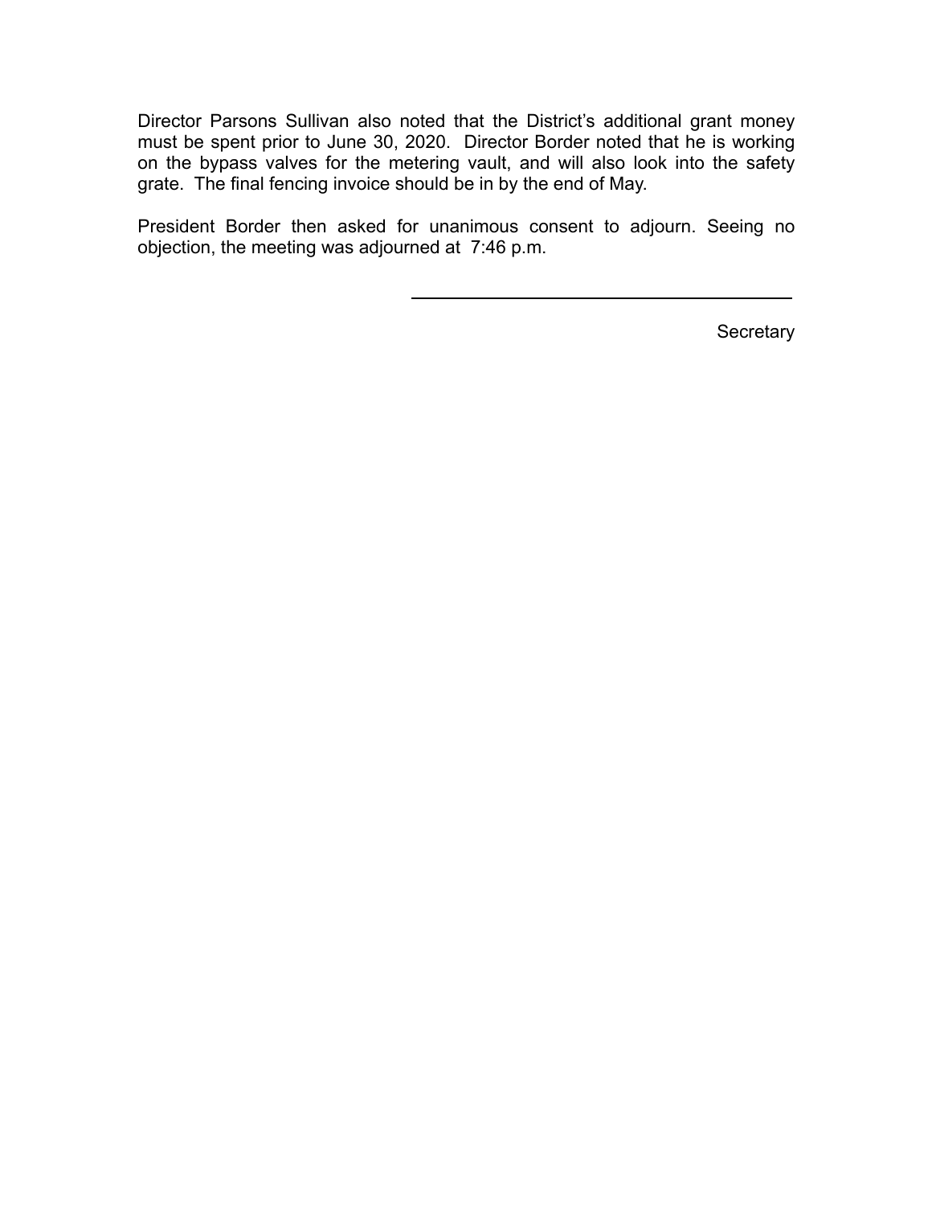Director Parsons Sullivan also noted that the District's additional grant money must be spent prior to June 30, 2020. Director Border noted that he is working on the bypass valves for the metering vault, and will also look into the safety grate. The final fencing invoice should be in by the end of May.

President Border then asked for unanimous consent to adjourn. Seeing no objection, the meeting was adjourned at 7:46 p.m.

\_\_\_\_\_\_\_\_\_\_\_\_\_\_\_\_\_\_\_\_\_\_\_\_\_\_\_\_\_\_\_\_\_\_\_\_

Secretary